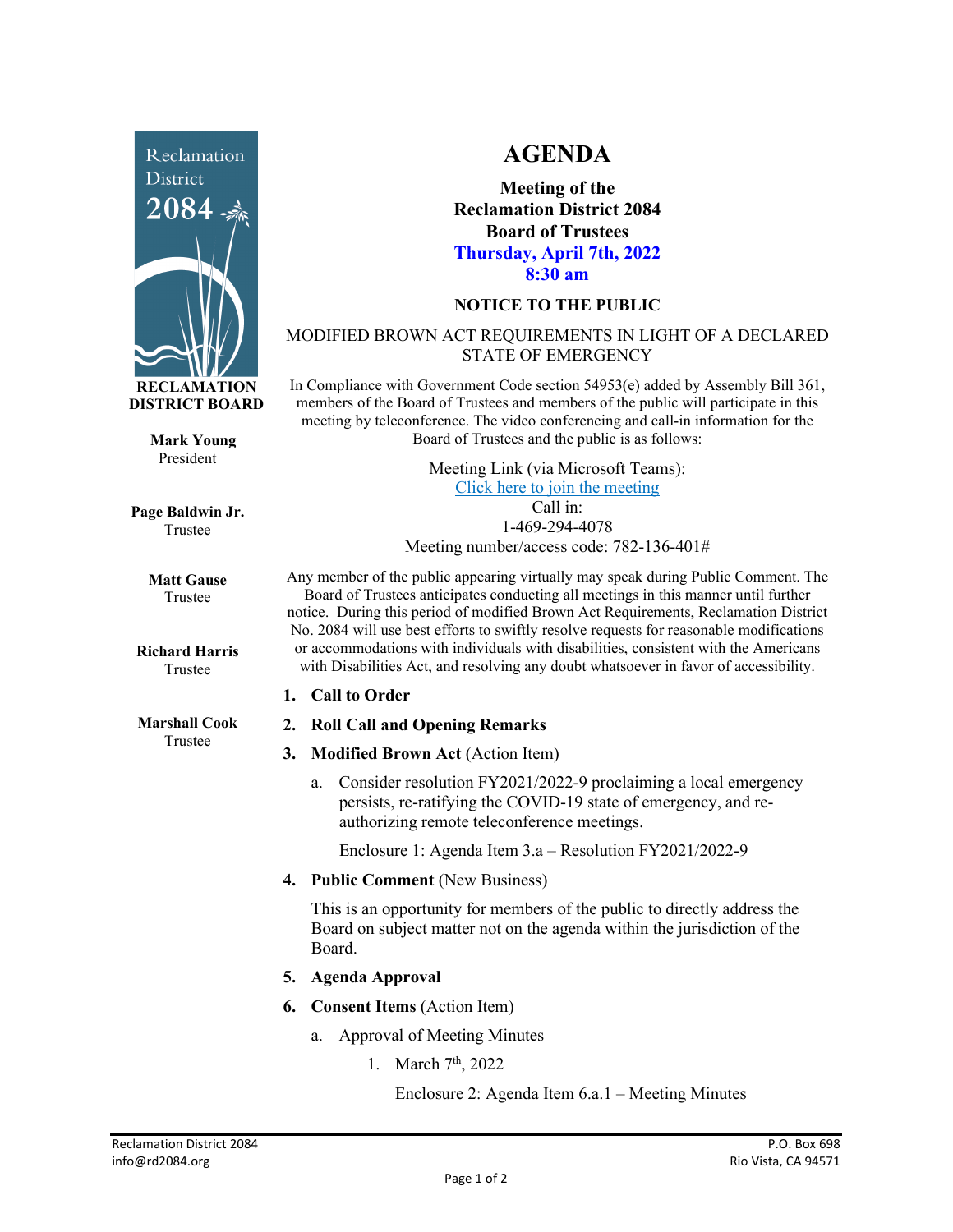Reclamation District 2084

**RECLAMATION DISTRICT BOARD**

**Mark Young**
President

**Page Baldwin Jr.**
Trustee

**Matt Gause**
Trustee

**Richard Harris**
Trustee

**Marshall Cook**
Trustee

# AGENDA

## Meeting of the Reclamation District 2084 Board of Trustees

**Thursday, April 7th, 2022**
**8:30 am**

### NOTICE TO THE PUBLIC

MODIFIED BROWN ACT REQUIREMENTS IN LIGHT OF A DECLARED STATE OF EMERGENCY

In Compliance with Government Code section 54953(e) added by Assembly Bill 361, members of the Board of Trustees and members of the public will participate in this meeting by teleconference. The video conferencing and call-in information for the Board of Trustees and the public is as follows:

Meeting Link (via Microsoft Teams):
Click here to join the meeting
Call in:
1-469-294-4078
Meeting number/access code: 782-136-401#

Any member of the public appearing virtually may speak during Public Comment. The Board of Trustees anticipates conducting all meetings in this manner until further notice. During this period of modified Brown Act Requirements, Reclamation District No. 2084 will use best efforts to swiftly resolve requests for reasonable modifications or accommodations with individuals with disabilities, consistent with the Americans with Disabilities Act, and resolving any doubt whatsoever in favor of accessibility.

1. **Call to Order**
2. **Roll Call and Opening Remarks**
3. **Modified Brown Act** (Action Item)
   a. Consider resolution FY2021/2022-9 proclaiming a local emergency persists, re-ratifying the COVID-19 state of emergency, and re-authorizing remote teleconference meetings.

      Enclosure 1: Agenda Item 3.a – Resolution FY2021/2022-9
4. **Public Comment** (New Business)

   This is an opportunity for members of the public to directly address the Board on subject matter not on the agenda within the jurisdiction of the Board.
5. **Agenda Approval**
6. **Consent Items** (Action Item)
   a. Approval of Meeting Minutes
      1. March 7th, 2022

         Enclosure 2: Agenda Item 6.a.1 – Meeting Minutes

Reclamation District 2084
info@rd2084.org

P.O. Box 698
Rio Vista, CA 94571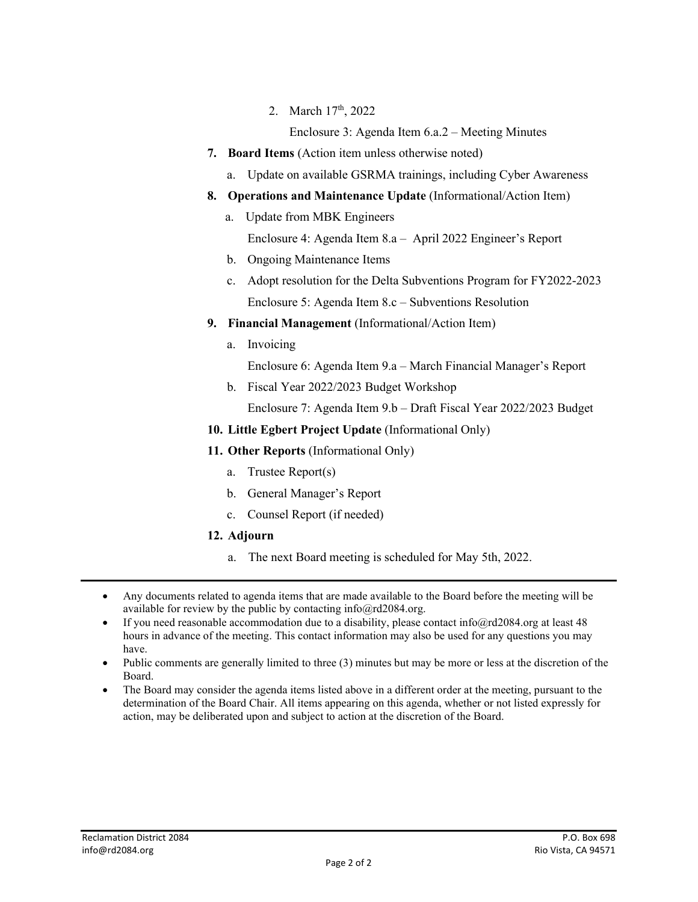2. March 17th, 2022

   Enclosure 3: Agenda Item 6.a.2 – Meeting Minutes

7. **Board Items** (Action item unless otherwise noted)
   a. Update on available GSRMA trainings, including Cyber Awareness
8. **Operations and Maintenance Update** (Informational/Action Item)
   a. Update from MBK Engineers

      Enclosure 4: Agenda Item 8.a – April 2022 Engineer's Report

   b. Ongoing Maintenance Items
   c. Adopt resolution for the Delta Subventions Program for FY2022-2023

      Enclosure 5: Agenda Item 8.c – Subventions Resolution
9. **Financial Management** (Informational/Action Item)
   a. Invoicing

      Enclosure 6: Agenda Item 9.a – March Financial Manager's Report

   b. Fiscal Year 2022/2023 Budget Workshop

      Enclosure 7: Agenda Item 9.b – Draft Fiscal Year 2022/2023 Budget
10. **Little Egbert Project Update** (Informational Only)
11. **Other Reports** (Informational Only)
    a. Trustee Report(s)
    b. General Manager's Report
    c. Counsel Report (if needed)
12. **Adjourn**
    a. The next Board meeting is scheduled for May 5th, 2022.

---

- Any documents related to agenda items that are made available to the Board before the meeting will be available for review by the public by contacting info@rd2084.org.
- If you need reasonable accommodation due to a disability, please contact info@rd2084.org at least 48 hours in advance of the meeting. This contact information may also be used for any questions you may have.
- Public comments are generally limited to three (3) minutes but may be more or less at the discretion of the Board.
- The Board may consider the agenda items listed above in a different order at the meeting, pursuant to the determination of the Board Chair. All items appearing on this agenda, whether or not listed expressly for action, may be deliberated upon and subject to action at the discretion of the Board.